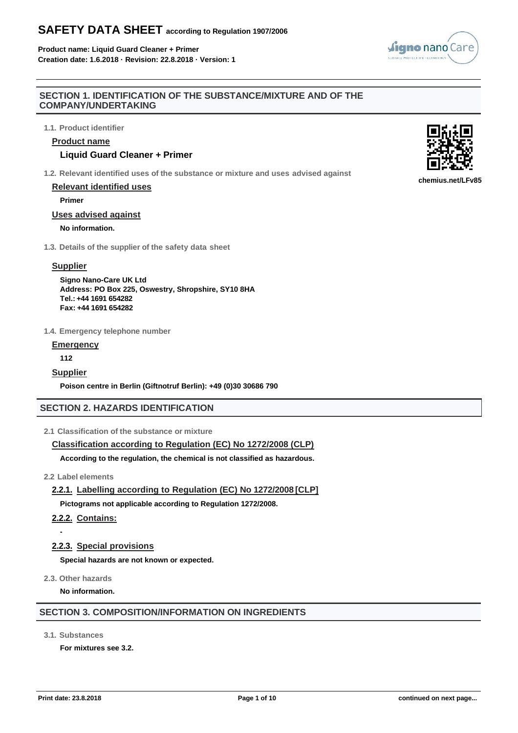# SAFETY DATA SHEET according to Regulation 1907/2006

**Product name: Liquid Guard Cleaner + Primer**
**Creation date: 1.6.2018 · Revision: 22.8.2018 · Version: 1**

## SECTION 1. IDENTIFICATION OF THE SUBSTANCE/MIXTURE AND OF THE COMPANY/UNDERTAKING

### 1.1. Product identifier

**Product name**

**Liquid Guard Cleaner + Primer**

chemius.net/LFv85

### 1.2. Relevant identified uses of the substance or mixture and uses advised against

**Relevant identified uses**

**Primer**

**Uses advised against**

**No information.**

### 1.3. Details of the supplier of the safety data sheet

**Supplier**

**Signo Nano-Care UK Ltd**
**Address: PO Box 225, Oswestry, Shropshire, SY10 8HA**
**Tel.: +44 1691 654282**
**Fax: +44 1691 654282**

### 1.4. Emergency telephone number

**Emergency**

**112**

**Supplier**

**Poison centre in Berlin (Giftnotruf Berlin): +49 (0)30 30686 790**

## SECTION 2. HAZARDS IDENTIFICATION

### 2.1 Classification of the substance or mixture

**Classification according to Regulation (EC) No 1272/2008 (CLP)**

**According to the regulation, the chemical is not classified as hazardous.**

### 2.2 Label elements

#### 2.2.1. Labelling according to Regulation (EC) No 1272/2008 [CLP]

**Pictograms not applicable according to Regulation 1272/2008.**

#### 2.2.2. Contains:

-

#### 2.2.3. Special provisions

**Special hazards are not known or expected.**

### 2.3. Other hazards

**No information.**

## SECTION 3. COMPOSITION/INFORMATION ON INGREDIENTS

### 3.1. Substances

**For mixtures see 3.2.**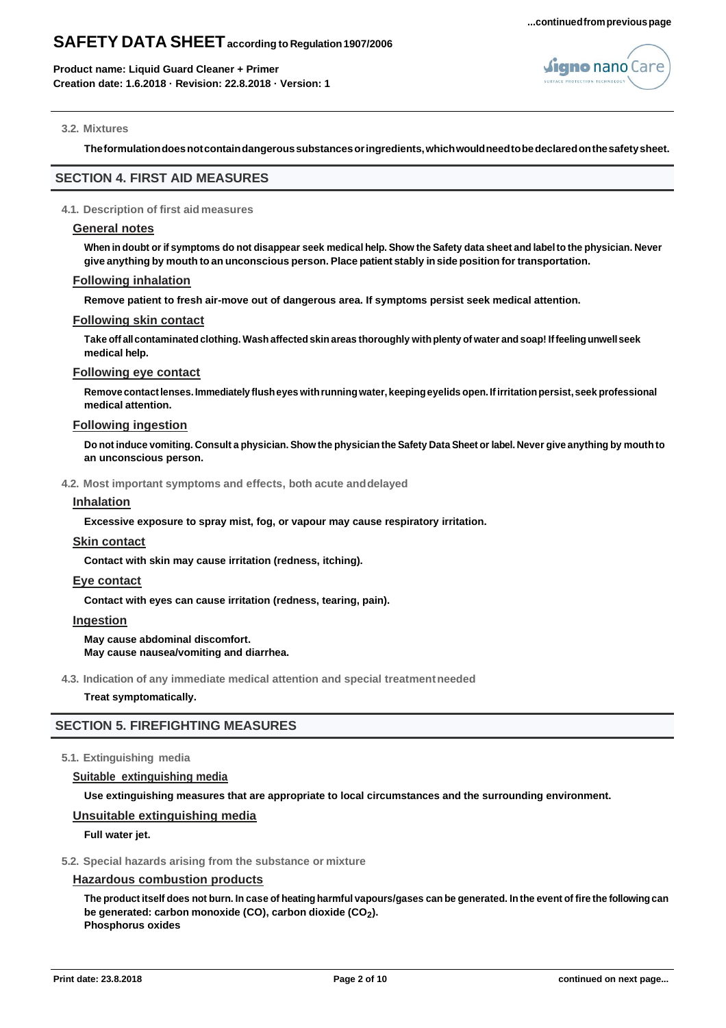### 3.2. Mixtures

**The formulation does not contain dangerous substances or ingredients, which would need to be declared on the safety sheet.**

## SECTION 4. FIRST AID MEASURES

### 4.1. Description of first aid measures

**General notes**

**When in doubt or if symptoms do not disappear seek medical help. Show the Safety data sheet and label to the physician. Never give anything by mouth to an unconscious person. Place patient stably in side position for transportation.**

**Following inhalation**

**Remove patient to fresh air-move out of dangerous area. If symptoms persist seek medical attention.**

**Following skin contact**

**Take off all contaminated clothing. Wash affected skin areas thoroughly with plenty of water and soap! If feeling unwell seek medical help.**

**Following eye contact**

**Remove contact lenses. Immediately flush eyes with running water, keeping eyelids open. If irritation persist, seek professional medical attention.**

**Following ingestion**

**Do not induce vomiting. Consult a physician. Show the physician the Safety Data Sheet or label. Never give anything by mouth to an unconscious person.**

### 4.2. Most important symptoms and effects, both acute and delayed

**Inhalation**

**Excessive exposure to spray mist, fog, or vapour may cause respiratory irritation.**

**Skin contact**

**Contact with skin may cause irritation (redness, itching).**

**Eye contact**

**Contact with eyes can cause irritation (redness, tearing, pain).**

**Ingestion**

**May cause abdominal discomfort.**
**May cause nausea/vomiting and diarrhea.**

### 4.3. Indication of any immediate medical attention and special treatment needed

**Treat symptomatically.**

## SECTION 5. FIREFIGHTING MEASURES

### 5.1. Extinguishing media

**Suitable extinguishing media**

**Use extinguishing measures that are appropriate to local circumstances and the surrounding environment.**

**Unsuitable extinguishing media**

**Full water jet.**

### 5.2. Special hazards arising from the substance or mixture

**Hazardous combustion products**

**The product itself does not burn. In case of heating harmful vapours/gases can be generated. In the event of fire the following can be generated: carbon monoxide (CO), carbon dioxide ($CO_2$).**
**Phosphorus oxides**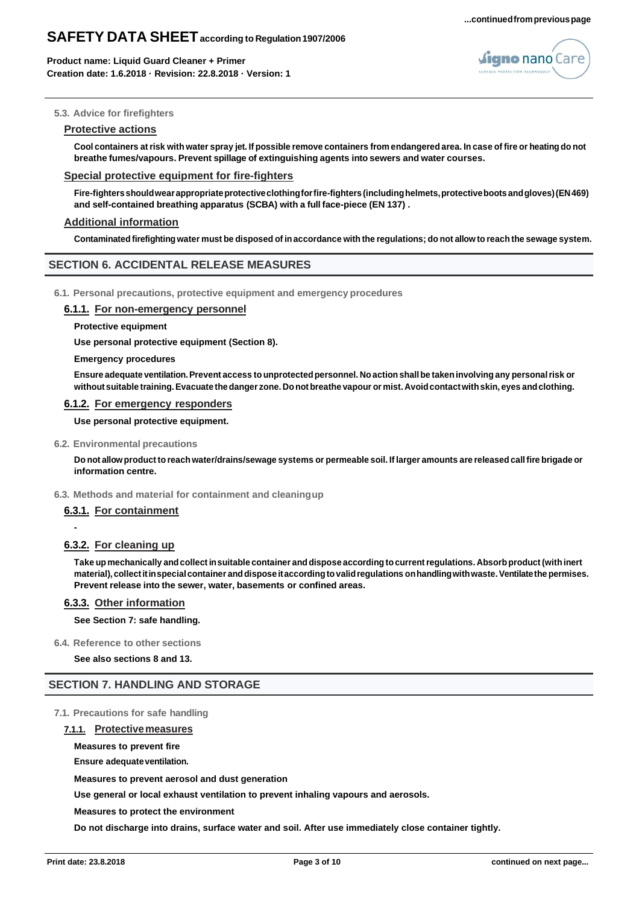#### 5.3. Advice for firefighters

**Protective actions**

**Cool containers at risk with water spray jet. If possible remove containers from endangered area. In case of fire or heating do not breathe fumes/vapours. Prevent spillage of extinguishing agents into sewers and water courses.**

**Special protective equipment for fire-fighters**

**Fire-fighters should wear appropriate protective clothing for fire-fighters (including helmets, protective boots and gloves) (EN 469) and self-contained breathing apparatus (SCBA) with a full face-piece (EN 137) .**

**Additional information**

**Contaminated firefighting water must be disposed of in accordance with the regulations; do not allow to reach the sewage system.**

## SECTION 6. ACCIDENTAL RELEASE MEASURES

#### 6.1. Personal precautions, protective equipment and emergency procedures

**6.1.1. For non-emergency personnel**

**Protective equipment**

**Use personal protective equipment (Section 8).**

**Emergency procedures**

**Ensure adequate ventilation. Prevent access to unprotected personnel. No action shall be taken involving any personal risk or without suitable training. Evacuate the danger zone. Do not breathe vapour or mist. Avoid contact with skin, eyes and clothing.**

**6.1.2. For emergency responders**

**Use personal protective equipment.**

#### 6.2. Environmental precautions

**Do not allow product to reach water/drains/sewage systems or permeable soil. If larger amounts are released call fire brigade or information centre.**

#### 6.3. Methods and material for containment and cleaning up

**6.3.1. For containment**

-

**6.3.2. For cleaning up**

**Take up mechanically and collect in suitable container and dispose according to current regulations. Absorb product (with inert material), collect it in special container and dispose it according to valid regulations on handling with waste. Ventilate the permises. Prevent release into the sewer, water, basements or confined areas.**

**6.3.3. Other information**

**See Section 7: safe handling.**

#### 6.4. Reference to other sections

**See also sections 8 and 13.**

## SECTION 7. HANDLING AND STORAGE

#### 7.1. Precautions for safe handling

**7.1.1. Protective measures**

**Measures to prevent fire**

**Ensure adequate ventilation.**

**Measures to prevent aerosol and dust generation**

**Use general or local exhaust ventilation to prevent inhaling vapours and aerosols.**

**Measures to protect the environment**

**Do not discharge into drains, surface water and soil. After use immediately close container tightly.**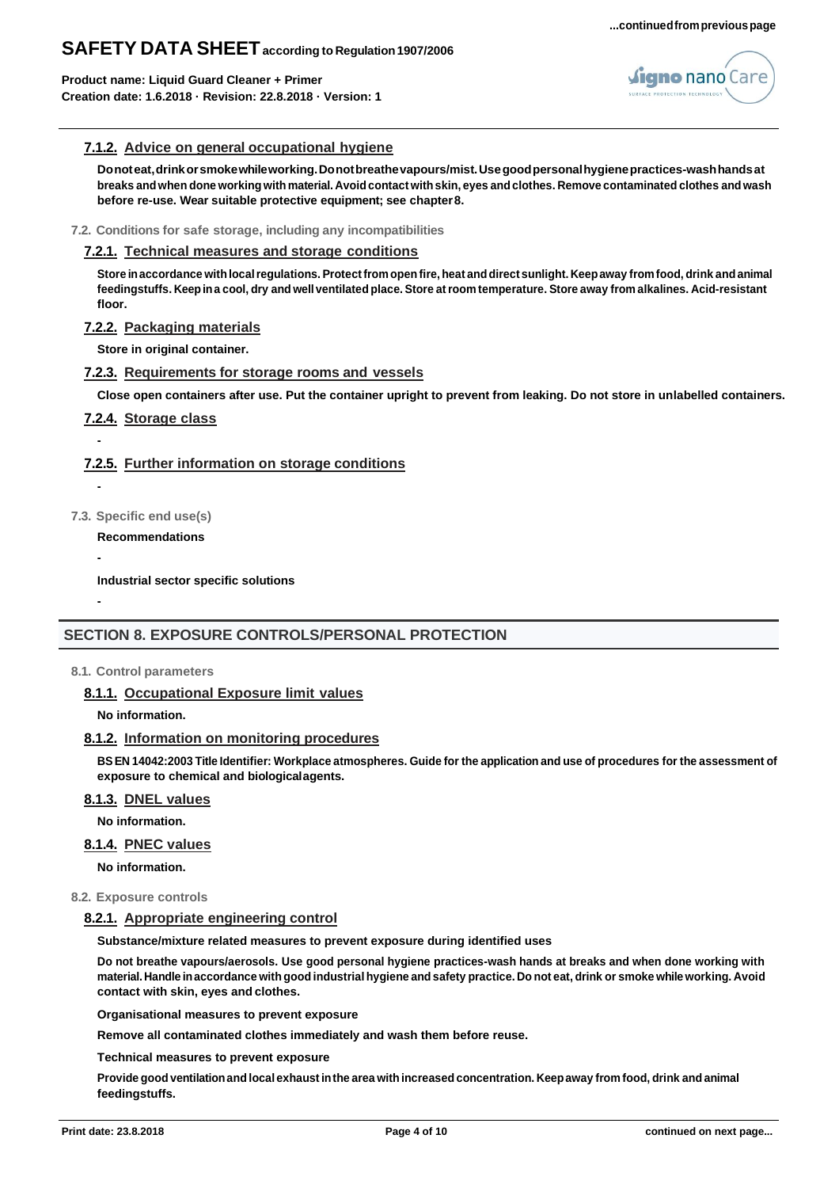#### 7.1.2. Advice on general occupational hygiene

**Do not eat, drink or smoke while working. Do not breathe vapours/mist. Use good personal hygiene practices-wash hands at breaks and when done working with material. Avoid contact with skin, eyes and clothes. Remove contaminated clothes and wash before re-use. Wear suitable protective equipment; see chapter 8.**

### 7.2. Conditions for safe storage, including any incompatibilities

#### 7.2.1. Technical measures and storage conditions

**Store in accordance with local regulations. Protect from open fire, heat and direct sunlight. Keep away from food, drink and animal feedingstuffs. Keep in a cool, dry and well ventilated place. Store at room temperature. Store away from alkalines. Acid-resistant floor.**

#### 7.2.2. Packaging materials

**Store in original container.**

#### 7.2.3. Requirements for storage rooms and vessels

**Close open containers after use. Put the container upright to prevent from leaking. Do not store in unlabelled containers.**

#### 7.2.4. Storage class

-

#### 7.2.5. Further information on storage conditions

-

### 7.3. Specific end use(s)

**Recommendations**

-

**Industrial sector specific solutions**

-

## SECTION 8. EXPOSURE CONTROLS/PERSONAL PROTECTION

### 8.1. Control parameters

#### 8.1.1. Occupational Exposure limit values

**No information.**

#### 8.1.2. Information on monitoring procedures

**BS EN 14042:2003 Title Identifier: Workplace atmospheres. Guide for the application and use of procedures for the assessment of exposure to chemical and biological agents.**

#### 8.1.3. DNEL values

**No information.**

#### 8.1.4. PNEC values

**No information.**

### 8.2. Exposure controls

#### 8.2.1. Appropriate engineering control

**Substance/mixture related measures to prevent exposure during identified uses**

**Do not breathe vapours/aerosols. Use good personal hygiene practices-wash hands at breaks and when done working with material. Handle in accordance with good industrial hygiene and safety practice. Do not eat, drink or smoke while working. Avoid contact with skin, eyes and clothes.**

**Organisational measures to prevent exposure**

**Remove all contaminated clothes immediately and wash them before reuse.**

**Technical measures to prevent exposure**

**Provide good ventilation and local exhaust in the area with increased concentration. Keep away from food, drink and animal feedingstuffs.**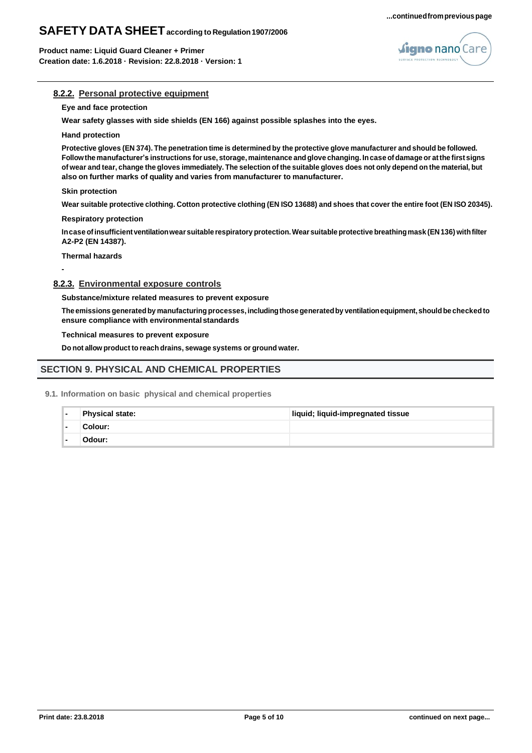#### 8.2.2. Personal protective equipment

**Eye and face protection**

**Wear safety glasses with side shields (EN 166) against possible splashes into the eyes.**

**Hand protection**

**Protective gloves (EN 374). The penetration time is determined by the protective glove manufacturer and should be followed. Follow the manufacturer's instructions for use, storage, maintenance and glove changing. In case of damage or at the first signs of wear and tear, change the gloves immediately. The selection of the suitable gloves does not only depend on the material, but also on further marks of quality and varies from manufacturer to manufacturer.**

**Skin protection**

**Wear suitable protective clothing. Cotton protective clothing (EN ISO 13688) and shoes that cover the entire foot (EN ISO 20345).**

**Respiratory protection**

**In case of insufficient ventilation wear suitable respiratory protection. Wear suitable protective breathing mask (EN 136) with filter A2-P2 (EN 14387).**

**Thermal hazards**

-

#### 8.2.3. Environmental exposure controls

**Substance/mixture related measures to prevent exposure**

**The emissions generated by manufacturing processes, including those generated by ventilation equipment, should be checked to ensure compliance with environmental standards**

**Technical measures to prevent exposure**

**Do not allow product to reach drains, sewage systems or ground water.**

## SECTION 9. PHYSICAL AND CHEMICAL PROPERTIES

### 9.1. Information on basic physical and chemical properties

| - | Physical state: | liquid; liquid-impregnated tissue |
|---|---|---|
| - | Colour: | |
| - | Odour: | |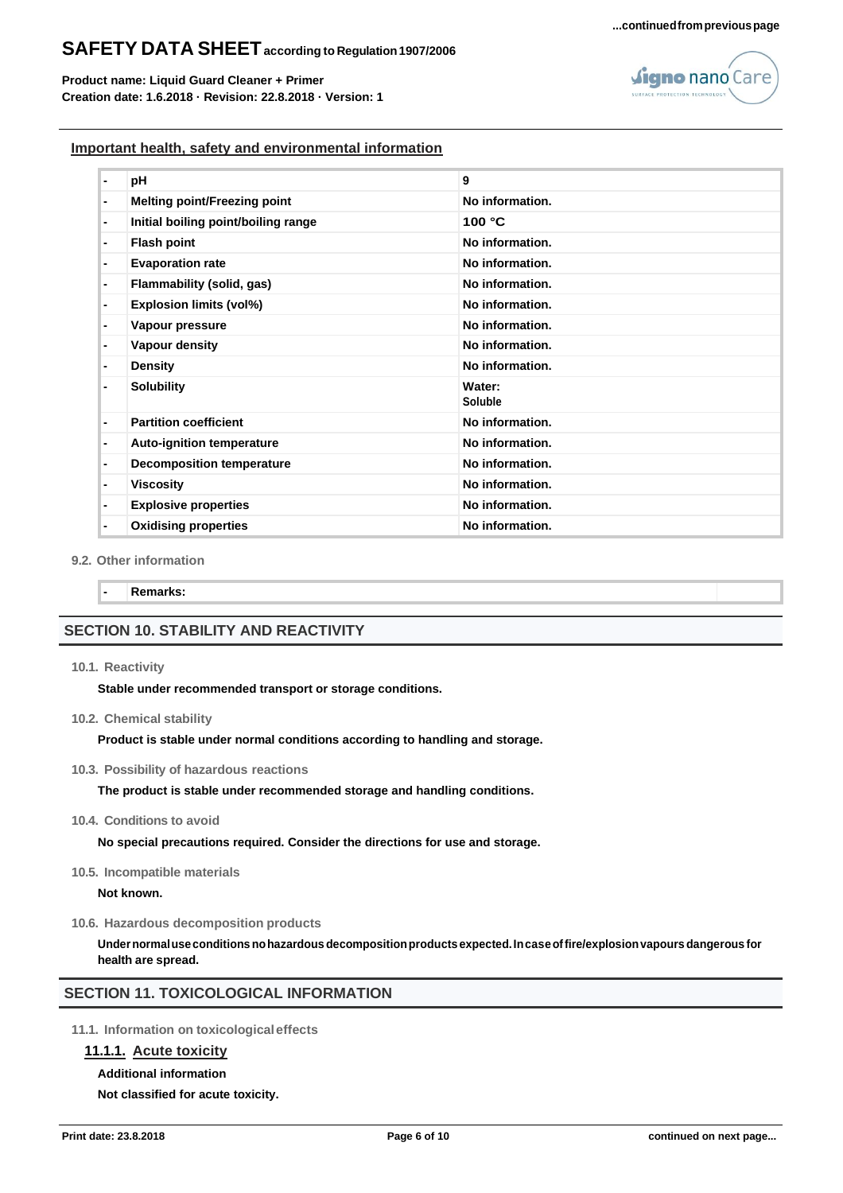Important health, safety and environmental information

| - | Property | Value |
|---|---|---|
| - | pH | 9 |
| - | Melting point/Freezing point | No information. |
| - | Initial boiling point/boiling range | 100 °C |
| - | Flash point | No information. |
| - | Evaporation rate | No information. |
| - | Flammability (solid, gas) | No information. |
| - | Explosion limits (vol%) | No information. |
| - | Vapour pressure | No information. |
| - | Vapour density | No information. |
| - | Density | No information. |
| - | Solubility | Water: Soluble |
| - | Partition coefficient | No information. |
| - | Auto-ignition temperature | No information. |
| - | Decomposition temperature | No information. |
| - | Viscosity | No information. |
| - | Explosive properties | No information. |
| - | Oxidising properties | No information. |

9.2. Other information

| - | Remarks: | |
|---|---|---|

## SECTION 10. STABILITY AND REACTIVITY

10.1. Reactivity

**Stable under recommended transport or storage conditions.**

10.2. Chemical stability

**Product is stable under normal conditions according to handling and storage.**

10.3. Possibility of hazardous reactions

**The product is stable under recommended storage and handling conditions.**

10.4. Conditions to avoid

**No special precautions required. Consider the directions for use and storage.**

10.5. Incompatible materials

**Not known.**

10.6. Hazardous decomposition products

**Under normal use conditions no hazardous decomposition products expected. In case of fire/explosion vapours dangerous for health are spread.**

## SECTION 11. TOXICOLOGICAL INFORMATION

11.1. Information on toxicological effects

### 11.1.1. Acute toxicity

**Additional information**

**Not classified for acute toxicity.**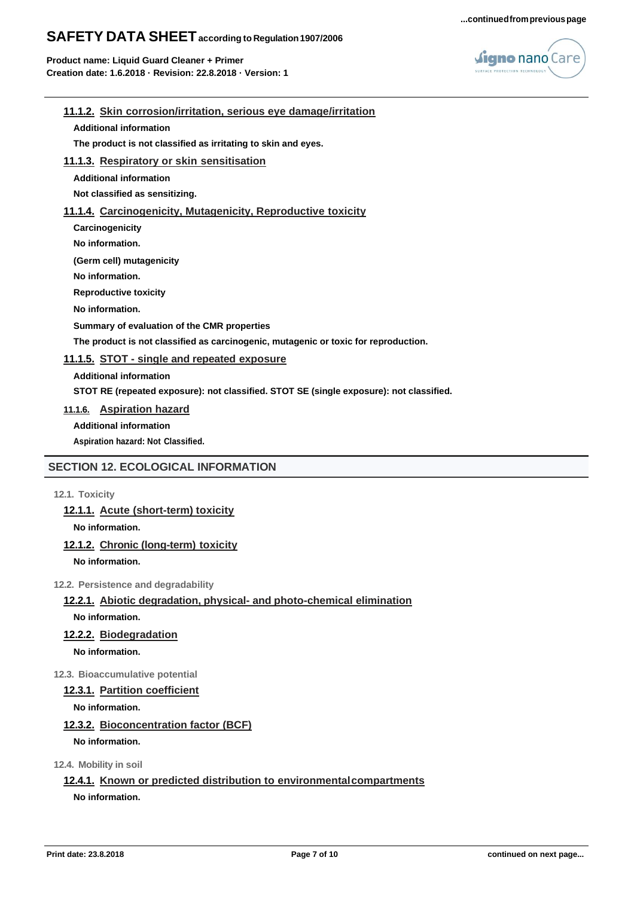#### 11.1.2. Skin corrosion/irritation, serious eye damage/irritation

**Additional information**

**The product is not classified as irritating to skin and eyes.**

#### 11.1.3. Respiratory or skin sensitisation

**Additional information**

**Not classified as sensitizing.**

#### 11.1.4. Carcinogenicity, Mutagenicity, Reproductive toxicity

**Carcinogenicity**

**No information.**

**(Germ cell) mutagenicity**

**No information.**

**Reproductive toxicity**

**No information.**

**Summary of evaluation of the CMR properties**

**The product is not classified as carcinogenic, mutagenic or toxic for reproduction.**

#### 11.1.5. STOT - single and repeated exposure

**Additional information**

**STOT RE (repeated exposure): not classified. STOT SE (single exposure): not classified.**

#### 11.1.6. Aspiration hazard

**Additional information**

**Aspiration hazard: Not Classified.**

## SECTION 12. ECOLOGICAL INFORMATION

### 12.1. Toxicity

#### 12.1.1. Acute (short-term) toxicity

**No information.**

#### 12.1.2. Chronic (long-term) toxicity

**No information.**

### 12.2. Persistence and degradability

#### 12.2.1. Abiotic degradation, physical- and photo-chemical elimination

**No information.**

#### 12.2.2. Biodegradation

**No information.**

### 12.3. Bioaccumulative potential

#### 12.3.1. Partition coefficient

**No information.**

#### 12.3.2. Bioconcentration factor (BCF)

**No information.**

### 12.4. Mobility in soil

#### 12.4.1. Known or predicted distribution to environmental compartments

**No information.**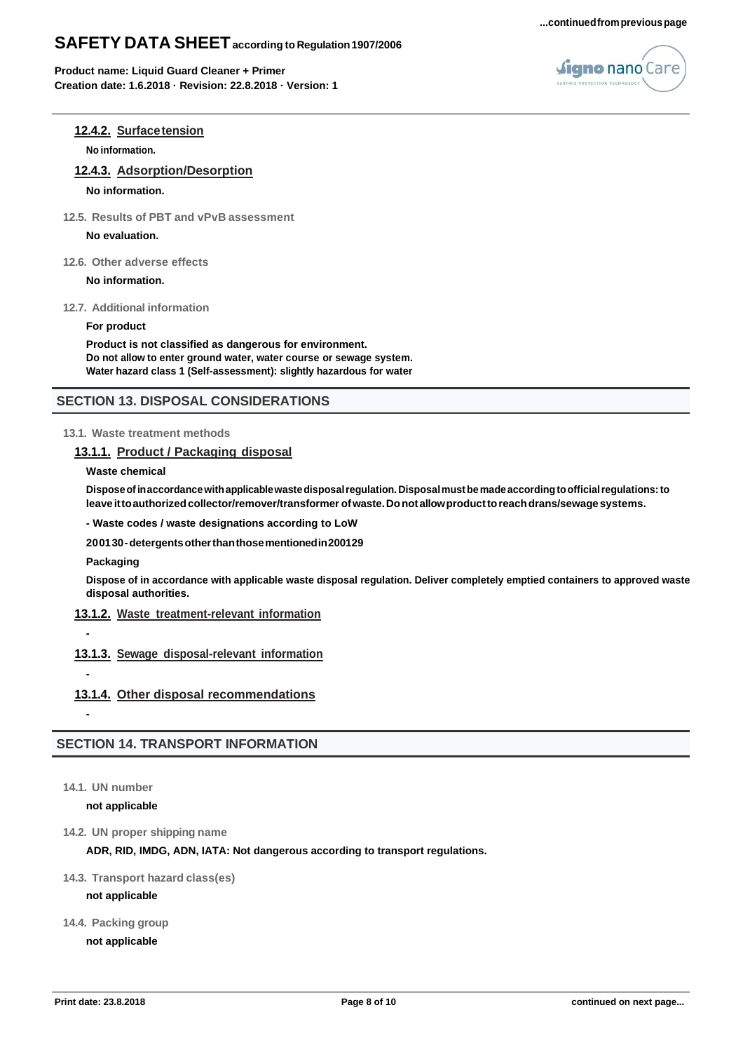#### 12.4.2. Surface tension

No information.

#### 12.4.3. Adsorption/Desorption

No information.

### 12.5. Results of PBT and vPvB assessment

No evaluation.

### 12.6. Other adverse effects

No information.

### 12.7. Additional information

**For product**

**Product is not classified as dangerous for environment.**
**Do not allow to enter ground water, water course or sewage system.**
**Water hazard class 1 (Self-assessment): slightly hazardous for water**

## SECTION 13. DISPOSAL CONSIDERATIONS

### 13.1. Waste treatment methods

#### 13.1.1. Product / Packaging disposal

**Waste chemical**

**Dispose of in accordance with applicable waste disposal regulation. Disposal must be made according to official regulations: to leave it to authorized collector/remover/transformer of waste. Do not allow product to reach drans/sewage systems.**

**- Waste codes / waste designations according to LoW**

**200130 - detergents other than those mentioned in 200129**

**Packaging**

**Dispose of in accordance with applicable waste disposal regulation. Deliver completely emptied containers to approved waste disposal authorities.**

#### 13.1.2. Waste treatment-relevant information

-

#### 13.1.3. Sewage disposal-relevant information

-

#### 13.1.4. Other disposal recommendations

-

## SECTION 14. TRANSPORT INFORMATION

### 14.1. UN number

**not applicable**

### 14.2. UN proper shipping name

**ADR, RID, IMDG, ADN, IATA: Not dangerous according to transport regulations.**

### 14.3. Transport hazard class(es)

**not applicable**

### 14.4. Packing group

**not applicable**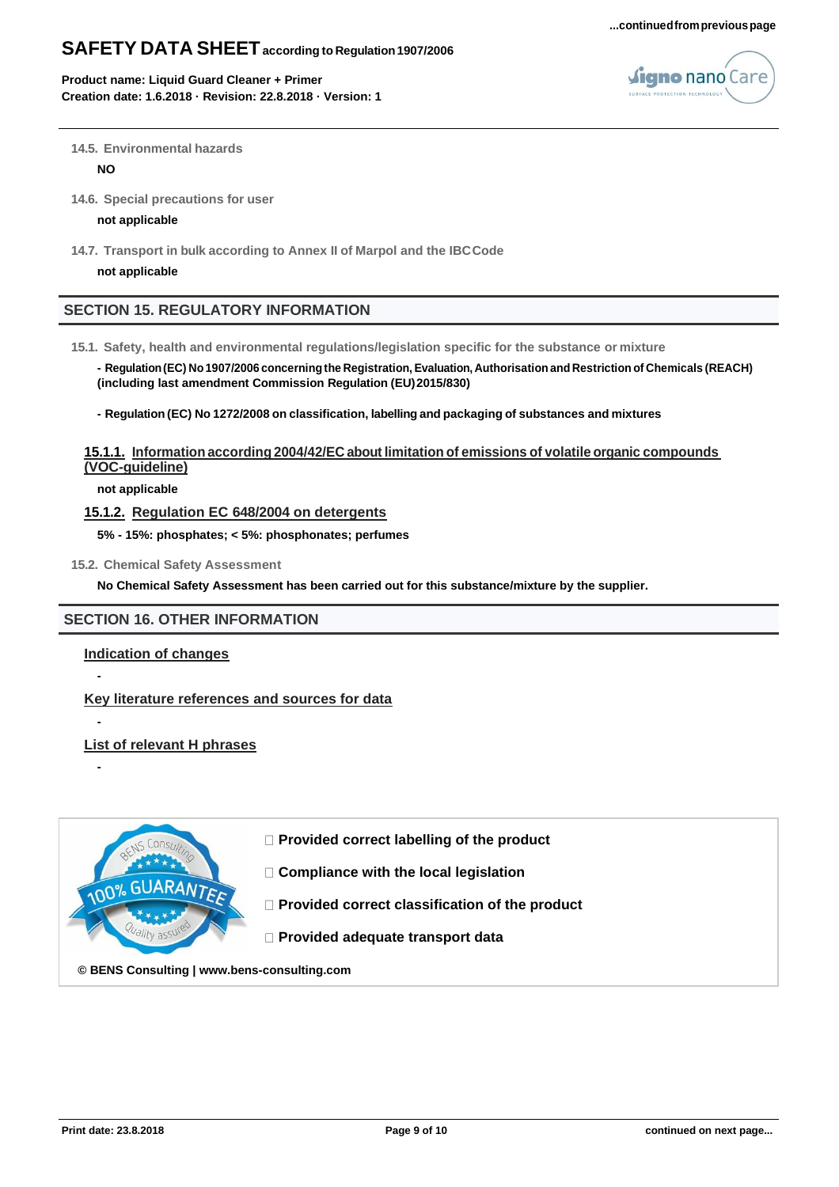14.5. Environmental hazards

**NO**

14.6. Special precautions for user

**not applicable**

14.7. Transport in bulk according to Annex II of Marpol and the IBC Code

**not applicable**

## SECTION 15. REGULATORY INFORMATION

15.1. Safety, health and environmental regulations/legislation specific for the substance or mixture

**- Regulation (EC) No 1907/2006 concerning the Registration, Evaluation, Authorisation and Restriction of Chemicals (REACH) (including last amendment Commission Regulation (EU) 2015/830)**

**- Regulation (EC) No 1272/2008 on classification, labelling and packaging of substances and mixtures**

### 15.1.1. Information according 2004/42/EC about limitation of emissions of volatile organic compounds (VOC-guideline)

**not applicable**

### 15.1.2. Regulation EC 648/2004 on detergents

**5% - 15%: phosphates; < 5%: phosphonates; perfumes**

15.2. Chemical Safety Assessment

**No Chemical Safety Assessment has been carried out for this substance/mixture by the supplier.**

## SECTION 16. OTHER INFORMATION

### Indication of changes

-

### Key literature references and sources for data

-

### List of relevant H phrases

-

- ☐ **Provided correct labelling of the product**
- ☐ **Compliance with the local legislation**
- ☐ **Provided correct classification of the product**
- ☐ **Provided adequate transport data**

**© BENS Consulting | www.bens-consulting.com**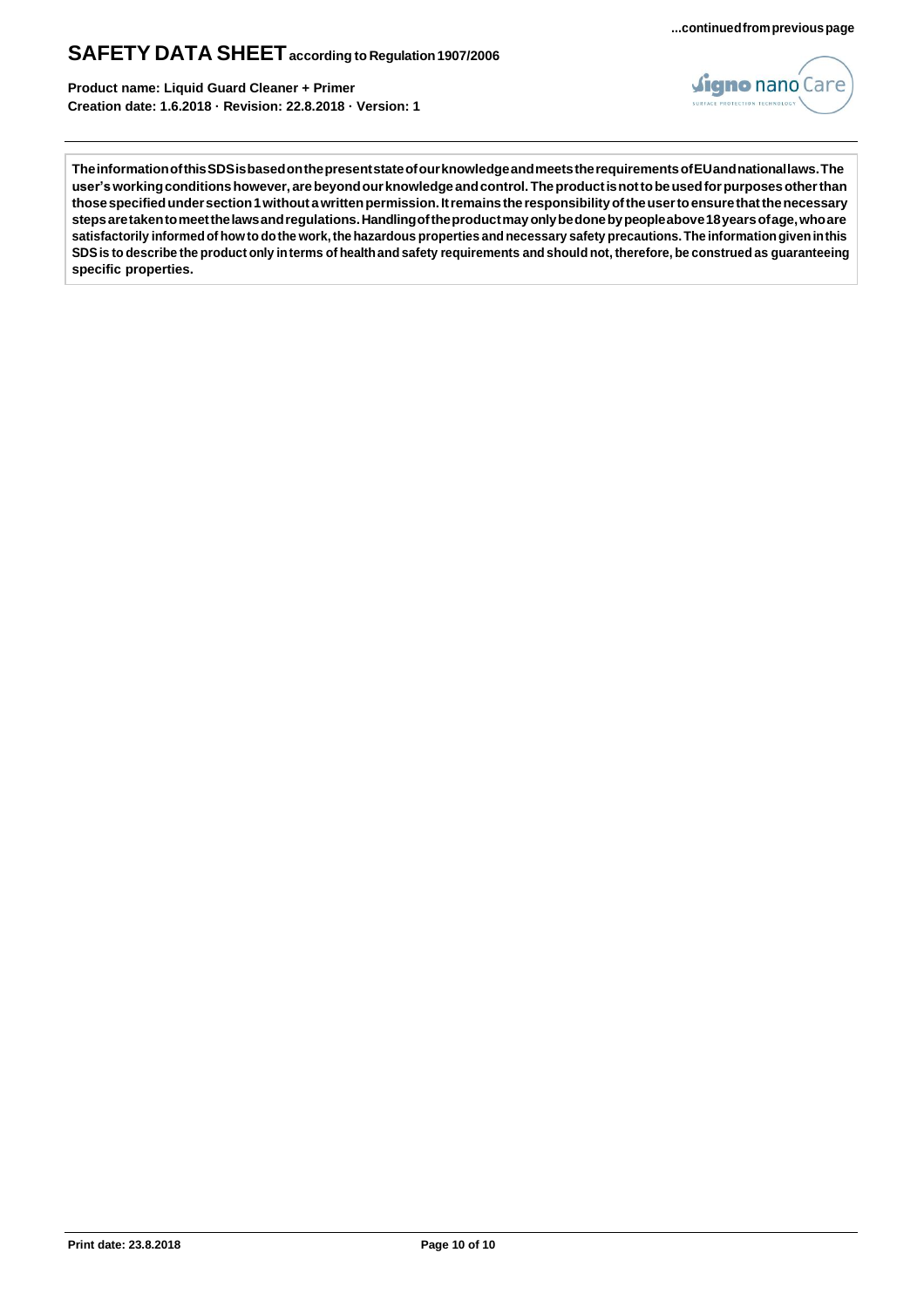**The information of this SDS is based on the present state of our knowledge and meets the requirements of EU and national laws. The user's working conditions however, are beyond our knowledge and control. The product is not to be used for purposes other than those specified under section 1 without a written permission. It remains the responsibility of the user to ensure that the necessary steps are taken to meet the laws and regulations. Handling of the product may only be done by people above 18 years of age, who are satisfactorily informed of how to do the work, the hazardous properties and necessary safety precautions. The information given in this SDS is to describe the product only in terms of health and safety requirements and should not, therefore, be construed as guaranteeing specific properties.**